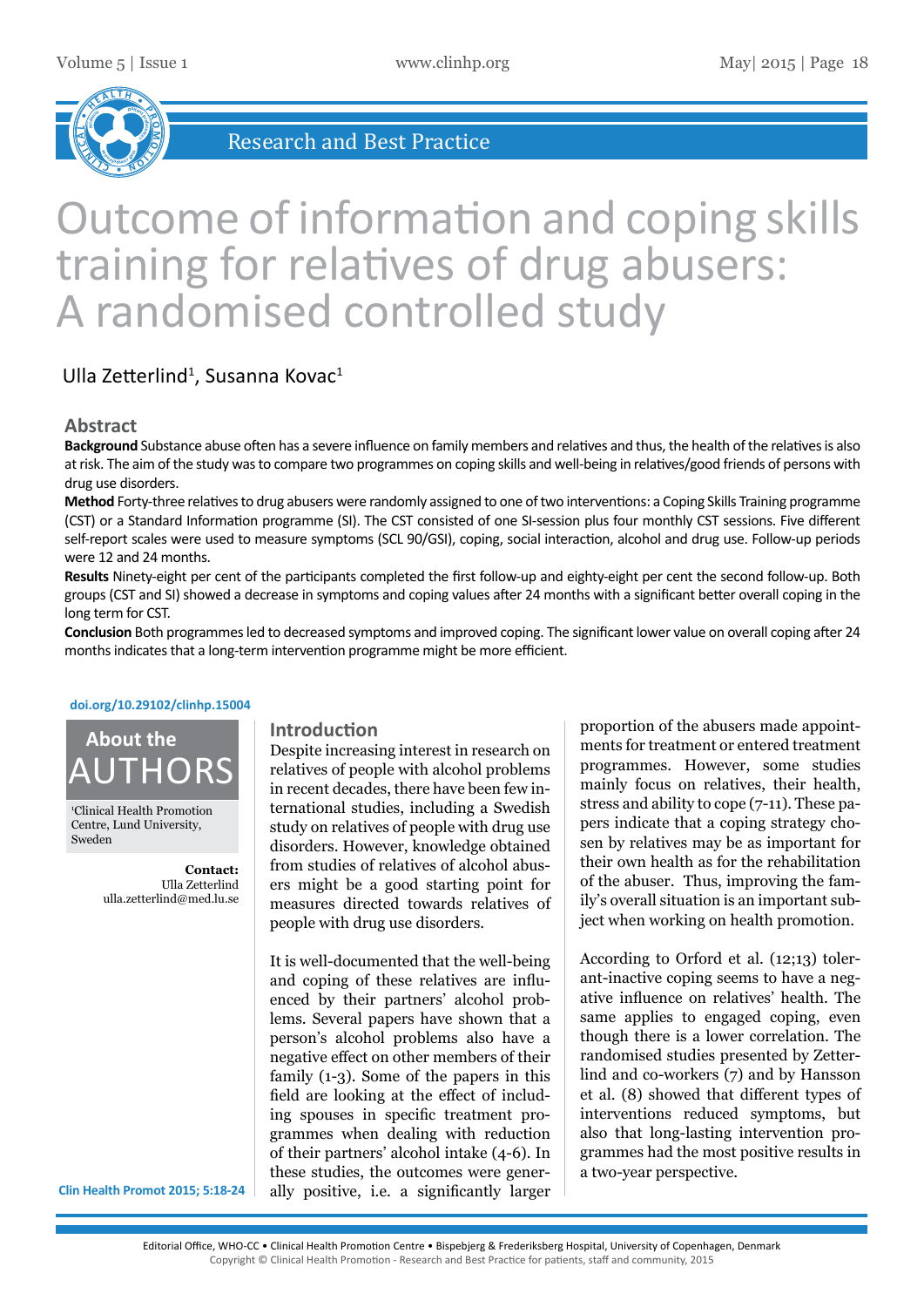Research and Best Practice

# Outcome of information and coping skills training for relatives of drug abusers: A randomised controlled study

Ulla Zetterlind[1], Susanna Kovac[1]

## Abstract

**Background** Substance abuse often has a severe influence on family members and relatives and thus, the health of the relatives is also at risk. The aim of the study was to compare two programmes on coping skills and well-being in relatives/good friends of persons with drug use disorders.

**Method** Forty-three relatives to drug abusers were randomly assigned to one of two interventions: a Coping Skills Training programme (CST) or a Standard Information programme (SI). The CST consisted of one SI-session plus four monthly CST sessions. Five different self-report scales were used to measure symptoms (SCL 90/GSI), coping, social interaction, alcohol and drug use. Follow-up periods were 12 and 24 months.

**Results** Ninety-eight per cent of the participants completed the first follow-up and eighty-eight per cent the second follow-up. Both groups (CST and SI) showed a decrease in symptoms and coping values after 24 months with a significant better overall coping in the long term for CST.

**Conclusion** Both programmes led to decreased symptoms and improved coping. The significant lower value on overall coping after 24 months indicates that a long-term intervention programme might be more efficient.

doi.org/10.29102/clinhp.15004

### About the AUTHORS

[1]Clinical Health Promotion Centre, Lund University, Sweden

**Contact:**
Ulla Zetterlind
ulla.zetterlind@med.lu.se

## Introduction

Despite increasing interest in research on relatives of people with alcohol problems in recent decades, there have been few international studies, including a Swedish study on relatives of people with drug use disorders. However, knowledge obtained from studies of relatives of alcohol abusers might be a good starting point for measures directed towards relatives of people with drug use disorders.

It is well-documented that the well-being and coping of these relatives are influenced by their partners' alcohol problems. Several papers have shown that a person's alcohol problems also have a negative effect on other members of their family (1-3). Some of the papers in this field are looking at the effect of including spouses in specific treatment programmes when dealing with reduction of their partners' alcohol intake (4-6). In these studies, the outcomes were generally positive, i.e. a significantly larger proportion of the abusers made appointments for treatment or entered treatment programmes. However, some studies mainly focus on relatives, their health, stress and ability to cope (7-11). These papers indicate that a coping strategy chosen by relatives may be as important for their own health as for the rehabilitation of the abuser. Thus, improving the family's overall situation is an important subject when working on health promotion.

According to Orford et al. (12;13) tolerant-inactive coping seems to have a negative influence on relatives' health. The same applies to engaged coping, even though there is a lower correlation. The randomised studies presented by Zetterlind and co-workers (7) and by Hansson et al. (8) showed that different types of interventions reduced symptoms, but also that long-lasting intervention programmes had the most positive results in a two-year perspective.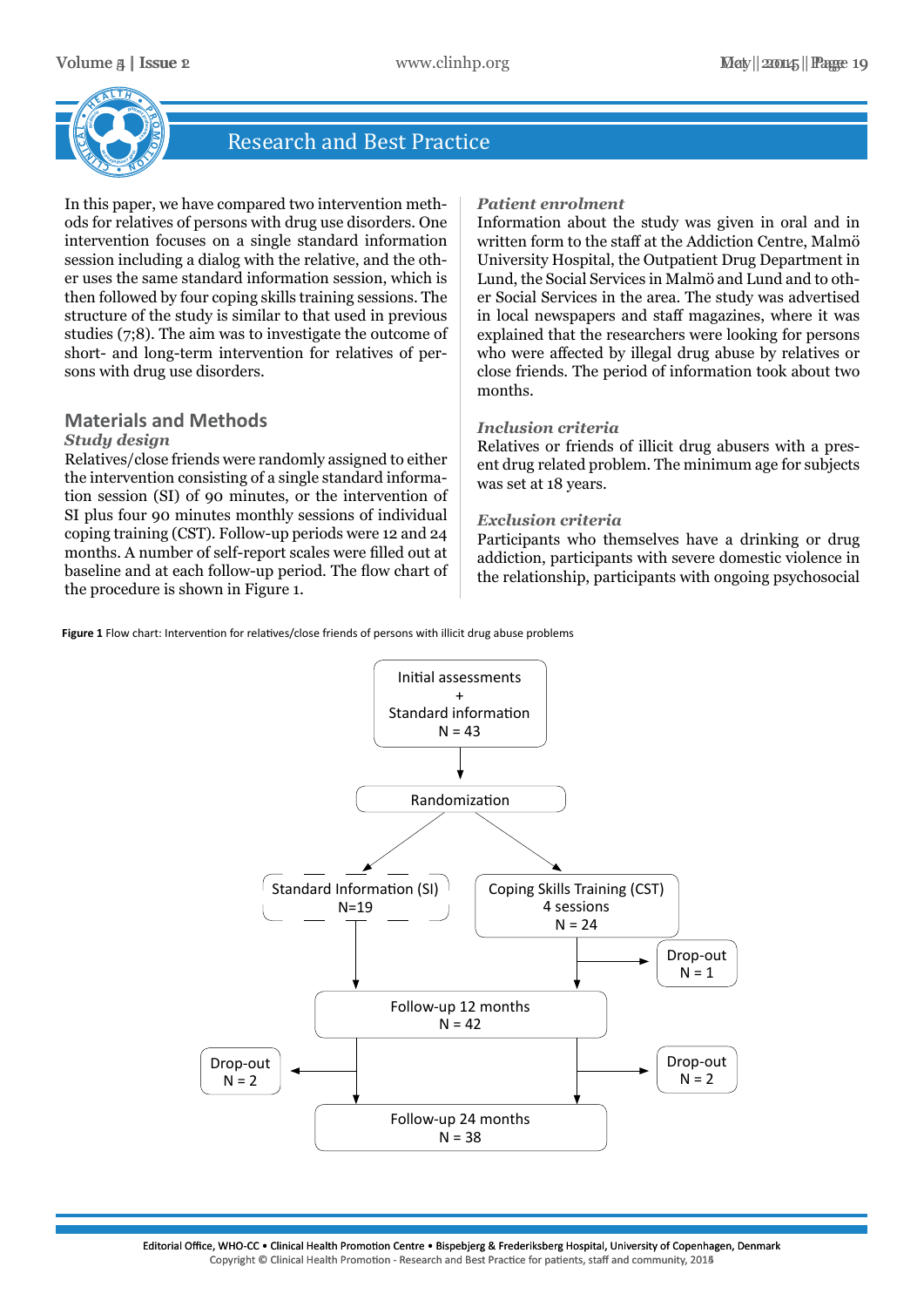In this paper, we have compared two intervention methods for relatives of persons with drug use disorders. One intervention focuses on a single standard information session including a dialog with the relative, and the other uses the same standard information session, which is then followed by four coping skills training sessions. The structure of the study is similar to that used in previous studies (7;8). The aim was to investigate the outcome of short- and long-term intervention for relatives of persons with drug use disorders.

## Materials and Methods

### *Study design*

Relatives/close friends were randomly assigned to either the intervention consisting of a single standard information session (SI) of 90 minutes, or the intervention of SI plus four 90 minutes monthly sessions of individual coping training (CST). Follow-up periods were 12 and 24 months. A number of self-report scales were filled out at baseline and at each follow-up period. The flow chart of the procedure is shown in Figure 1.

### *Patient enrolment*

Information about the study was given in oral and in written form to the staff at the Addiction Centre, Malmö University Hospital, the Outpatient Drug Department in Lund, the Social Services in Malmö and Lund and to other Social Services in the area. The study was advertised in local newspapers and staff magazines, where it was explained that the researchers were looking for persons who were affected by illegal drug abuse by relatives or close friends. The period of information took about two months.

### *Inclusion criteria*

Relatives or friends of illicit drug abusers with a present drug related problem. The minimum age for subjects was set at 18 years.

### *Exclusion criteria*

Participants who themselves have a drinking or drug addiction, participants with severe domestic violence in the relationship, participants with ongoing psychosocial

**Figure 1** Flow chart: Intervention for relatives/close friends of persons with illicit drug abuse problems

Initial assessments + Standard information N = 43

Randomization

Standard Information (SI) N=19

Coping Skills Training (CST) 4 sessions N = 24

Drop-out N = 1

Follow-up 12 months N = 42

Drop-out N = 2

Drop-out N = 2

Follow-up 24 months N = 38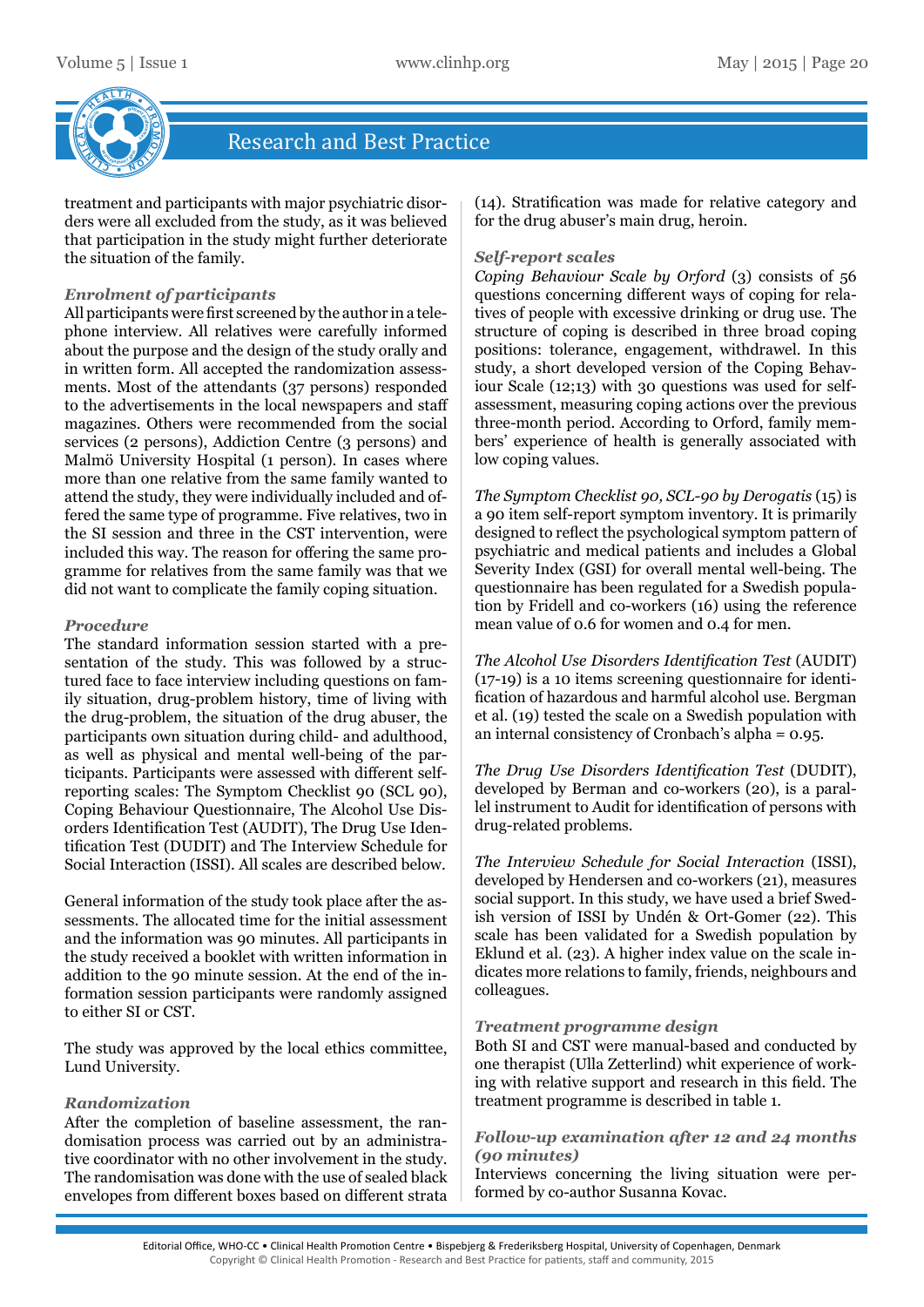treatment and participants with major psychiatric disorders were all excluded from the study, as it was believed that participation in the study might further deteriorate the situation of the family.

### *Enrolment of participants*

All participants were first screened by the author in a telephone interview. All relatives were carefully informed about the purpose and the design of the study orally and in written form. All accepted the randomization assessments. Most of the attendants (37 persons) responded to the advertisements in the local newspapers and staff magazines. Others were recommended from the social services (2 persons), Addiction Centre (3 persons) and Malmö University Hospital (1 person). In cases where more than one relative from the same family wanted to attend the study, they were individually included and offered the same type of programme. Five relatives, two in the SI session and three in the CST intervention, were included this way. The reason for offering the same programme for relatives from the same family was that we did not want to complicate the family coping situation.

### *Procedure*

The standard information session started with a presentation of the study. This was followed by a structured face to face interview including questions on family situation, drug-problem history, time of living with the drug-problem, the situation of the drug abuser, the participants own situation during child- and adulthood, as well as physical and mental well-being of the participants. Participants were assessed with different self-reporting scales: The Symptom Checklist 90 (SCL 90), Coping Behaviour Questionnaire, The Alcohol Use Disorders Identification Test (AUDIT), The Drug Use Identification Test (DUDIT) and The Interview Schedule for Social Interaction (ISSI). All scales are described below.

General information of the study took place after the assessments. The allocated time for the initial assessment and the information was 90 minutes. All participants in the study received a booklet with written information in addition to the 90 minute session. At the end of the information session participants were randomly assigned to either SI or CST.

The study was approved by the local ethics committee, Lund University.

### *Randomization*

After the completion of baseline assessment, the randomisation process was carried out by an administrative coordinator with no other involvement in the study. The randomisation was done with the use of sealed black envelopes from different boxes based on different strata (14). Stratification was made for relative category and for the drug abuser's main drug, heroin.

### *Self-report scales*

*Coping Behaviour Scale by Orford* (3) consists of 56 questions concerning different ways of coping for relatives of people with excessive drinking or drug use. The structure of coping is described in three broad coping positions: tolerance, engagement, withdrawel. In this study, a short developed version of the Coping Behaviour Scale (12;13) with 30 questions was used for self-assessment, measuring coping actions over the previous three-month period. According to Orford, family members' experience of health is generally associated with low coping values.

*The Symptom Checklist 90, SCL-90 by Derogatis* (15) is a 90 item self-report symptom inventory. It is primarily designed to reflect the psychological symptom pattern of psychiatric and medical patients and includes a Global Severity Index (GSI) for overall mental well-being. The questionnaire has been regulated for a Swedish population by Fridell and co-workers (16) using the reference mean value of 0.6 for women and 0.4 for men.

*The Alcohol Use Disorders Identification Test* (AUDIT) (17-19) is a 10 items screening questionnaire for identification of hazardous and harmful alcohol use. Bergman et al. (19) tested the scale on a Swedish population with an internal consistency of Cronbach's alpha = 0.95.

*The Drug Use Disorders Identification Test* (DUDIT), developed by Berman and co-workers (20), is a parallel instrument to Audit for identification of persons with drug-related problems.

*The Interview Schedule for Social Interaction* (ISSI), developed by Hendersen and co-workers (21), measures social support. In this study, we have used a brief Swedish version of ISSI by Undén & Ort-Gomer (22). This scale has been validated for a Swedish population by Eklund et al. (23). A higher index value on the scale indicates more relations to family, friends, neighbours and colleagues.

### *Treatment programme design*

Both SI and CST were manual-based and conducted by one therapist (Ulla Zetterlind) whit experience of working with relative support and research in this field. The treatment programme is described in table 1.

### *Follow-up examination after 12 and 24 months (90 minutes)*

Interviews concerning the living situation were performed by co-author Susanna Kovac.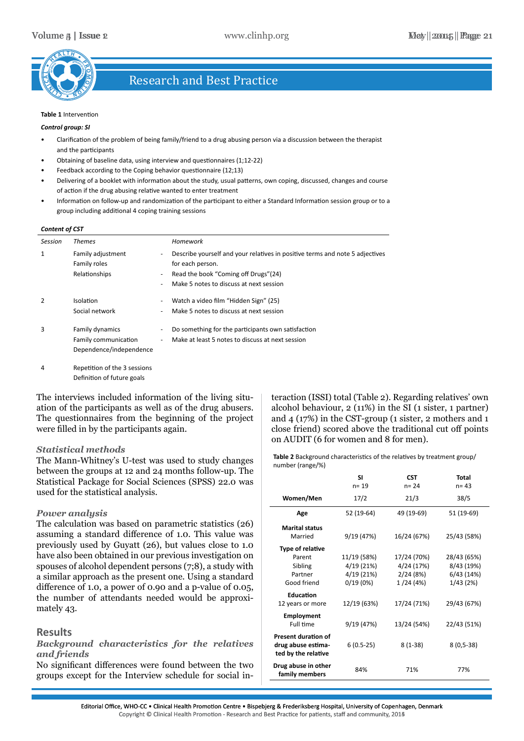**Table 1** Intervention

***Control group: SI***

- Clarification of the problem of being family/friend to a drug abusing person via a discussion between the therapist and the participants
- Obtaining of baseline data, using interview and questionnaires (1;12-22)
- Feedback according to the Coping behavior questionnaire (12;13)
- Delivering of a booklet with information about the study, usual patterns, own coping, discussed, changes and course of action if the drug abusing relative wanted to enter treatment
- Information on follow-up and randomization of the participant to either a Standard Information session group or to a group including additional 4 coping training sessions

***Content of CST***

| *Session* | *Themes* | *Homework* |
|---|---|---|
| 1 | Family adjustment<br>Family roles<br>Relationships | - Describe yourself and your relatives in positive terms and note 5 adjectives for each person.<br>- Read the book "Coming off Drugs"(24)<br>- Make 5 notes to discuss at next session |
| 2 | Isolation<br>Social network | - Watch a video film "Hidden Sign" (25)<br>- Make 5 notes to discuss at next session |
| 3 | Family dynamics<br>Family communication<br>Dependence/independence | - Do something for the participants own satisfaction<br>- Make at least 5 notes to discuss at next session |
| 4 | Repetition of the 3 sessions<br>Definition of future goals | |

The interviews included information of the living situation of the participants as well as of the drug abusers. The questionnaires from the beginning of the project were filled in by the participants again.

### *Statistical methods*

The Mann-Whitney's U-test was used to study changes between the groups at 12 and 24 months follow-up. The Statistical Package for Social Sciences (SPSS) 22.0 was used for the statistical analysis.

### *Power analysis*

The calculation was based on parametric statistics (26) assuming a standard difference of 1.0. This value was previously used by Guyatt (26), but values close to 1.0 have also been obtained in our previous investigation on spouses of alcohol dependent persons (7;8), a study with a similar approach as the present one. Using a standard difference of 1.0, a power of 0.90 and a p-value of 0.05, the number of attendants needed would be approximately 43.

## Results

### *Background characteristics for the relatives and friends*

No significant differences were found between the two groups except for the Interview schedule for social interaction (ISSI) total (Table 2). Regarding relatives' own alcohol behaviour, 2 (11%) in the SI (1 sister, 1 partner) and 4 (17%) in the CST-group (1 sister, 2 mothers and 1 close friend) scored above the traditional cut off points on AUDIT (6 for women and 8 for men).

**Table 2** Background characteristics of the relatives by treatment group/ number (range/%)

| | SI<br>n= 19 | CST<br>n= 24 | Total<br>n= 43 |
|---|---|---|---|
| **Women/Men** | 17/2 | 21/3 | 38/5 |
| **Age** | 52 (19-64) | 49 (19-69) | 51 (19-69) |
| **Marital status** | | | |
| Married | 9/19 (47%) | 16/24 (67%) | 25/43 (58%) |
| **Type of relative** | | | |
| Parent | 11/19 (58%) | 17/24 (70%) | 28/43 (65%) |
| Sibling | 4/19 (21%) | 4/24 (17%) | 8/43 (19%) |
| Partner | 4/19 (21%) | 2/24 (8%) | 6/43 (14%) |
| Good friend | 0/19 (0%) | 1 /24 (4%) | 1/43 (2%) |
| **Education** | | | |
| 12 years or more | 12/19 (63%) | 17/24 (71%) | 29/43 (67%) |
| **Employment** | | | |
| Full time | 9/19 (47%) | 13/24 (54%) | 22/43 (51%) |
| **Present duration of drug abuse estimated by the relative** | 6 (0.5-25) | 8 (1-38) | 8 (0,5-38) |
| **Drug abuse in other family members** | 84% | 71% | 77% |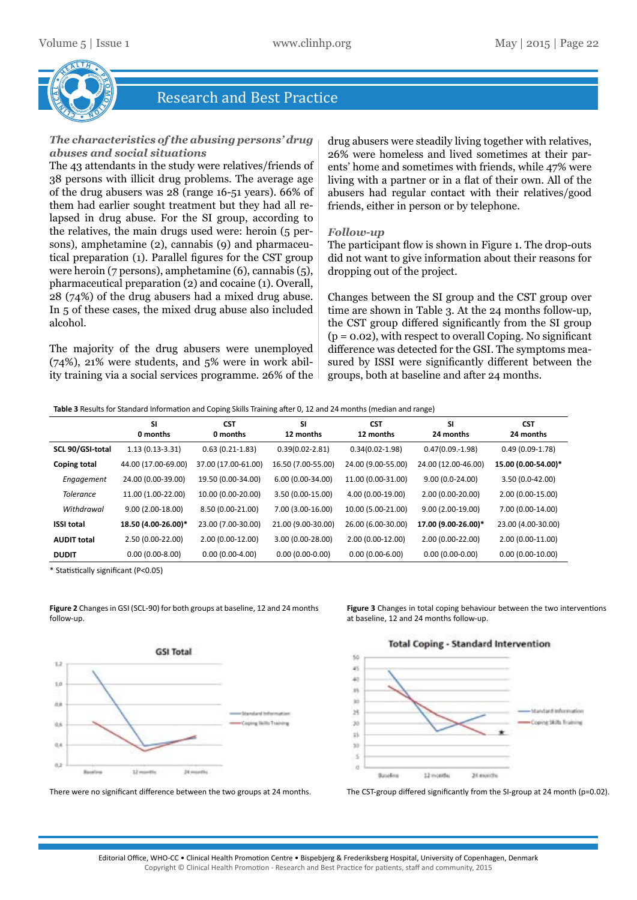### *The characteristics of the abusing persons' drug abuses and social situations*

The 43 attendants in the study were relatives/friends of 38 persons with illicit drug problems. The average age of the drug abusers was 28 (range 16-51 years). 66% of them had earlier sought treatment but they had all relapsed in drug abuse. For the SI group, according to the relatives, the main drugs used were: heroin (5 persons), amphetamine (2), cannabis (9) and pharmaceutical preparation (1). Parallel figures for the CST group were heroin (7 persons), amphetamine (6), cannabis (5), pharmaceutical preparation (2) and cocaine (1). Overall, 28 (74%) of the drug abusers had a mixed drug abuse. In 5 of these cases, the mixed drug abuse also included alcohol.

The majority of the drug abusers were unemployed (74%), 21% were students, and 5% were in work ability training via a social services programme. 26% of the drug abusers were steadily living together with relatives, 26% were homeless and lived sometimes at their parents' home and sometimes with friends, while 47% were living with a partner or in a flat of their own. All of the abusers had regular contact with their relatives/good friends, either in person or by telephone.

### *Follow-up*

The participant flow is shown in Figure 1. The drop-outs did not want to give information about their reasons for dropping out of the project.

Changes between the SI group and the CST group over time are shown in Table 3. At the 24 months follow-up, the CST group differed significantly from the SI group ($p = 0.02$), with respect to overall Coping. No significant difference was detected for the GSI. The symptoms measured by ISSI were significantly different between the groups, both at baseline and after 24 months.

**Table 3** Results for Standard Information and Coping Skills Training after 0, 12 and 24 months (median and range)

| | SI 0 months | CST 0 months | SI 12 months | CST 12 months | SI 24 months | CST 24 months |
|---|---|---|---|---|---|---|
| **SCL 90/GSI-total** | 1.13 (0.13-3.31) | 0.63 (0.21-1.83) | 0.39(0.02-2.81) | 0.34(0.02-1.98) | 0.47(0.09.-1.98) | 0.49 (0.09-1.78) |
| **Coping total** | 44.00 (17.00-69.00) | 37.00 (17.00-61.00) | 16.50 (7.00-55.00) | 24.00 (9.00-55.00) | 24.00 (12.00-46.00) | **15.00 (0.00-54.00)*** |
| *Engagement* | 24.00 (0.00-39.00) | 19.50 (0.00-34.00) | 6.00 (0.00-34.00) | 11.00 (0.00-31.00) | 9.00 (0.0-24.00) | 3.50 (0.0-42.00) |
| *Tolerance* | 11.00 (1.00-22.00) | 10.00 (0.00-20.00) | 3.50 (0.00-15.00) | 4.00 (0.00-19.00) | 2.00 (0.00-20.00) | 2.00 (0.00-15.00) |
| *Withdrawal* | 9.00 (2.00-18.00) | 8.50 (0.00-21.00) | 7.00 (3.00-16.00) | 10.00 (5.00-21.00) | 9.00 (2.00-19.00) | 7.00 (0.00-14.00) |
| **ISSI total** | **18.50 (4.00-26.00)*** | 23.00 (7.00-30.00) | 21.00 (9.00-30.00) | 26.00 (6.00-30.00) | **17.00 (9.00-26.00)*** | 23.00 (4.00-30.00) |
| **AUDIT total** | 2.50 (0.00-22.00) | 2.00 (0.00-12.00) | 3.00 (0.00-28.00) | 2.00 (0.00-12.00) | 2.00 (0.00-22.00) | 2.00 (0.00-11.00) |
| **DUDIT** | 0.00 (0.00-8.00) | 0.00 (0.00-4.00) | 0.00 (0.00-0.00) | 0.00 (0.00-6.00) | 0.00 (0.00-0.00) | 0.00 (0.00-10.00) |

\* Statistically significant ($P<0.05$)

**Figure 2** Changes in GSI (SCL-90) for both groups at baseline, 12 and 24 months follow-up.

GSI Total

1,2
1,0
0,8
0,6
0,4
0,2

Baseline
12 months
24 months

Standard Information
Coping Skills Training

There were no significant difference between the two groups at 24 months.

**Figure 3** Changes in total coping behaviour between the two interventions at baseline, 12 and 24 months follow-up.

Total Coping - Standard Intervention

50
45
40
35
30
25
20
15
10
5
0

Baseline
12 months
24 months

Standard Information
Coping Skills Training

The CST-group differed significantly from the SI-group at 24 month ($p=0.02$).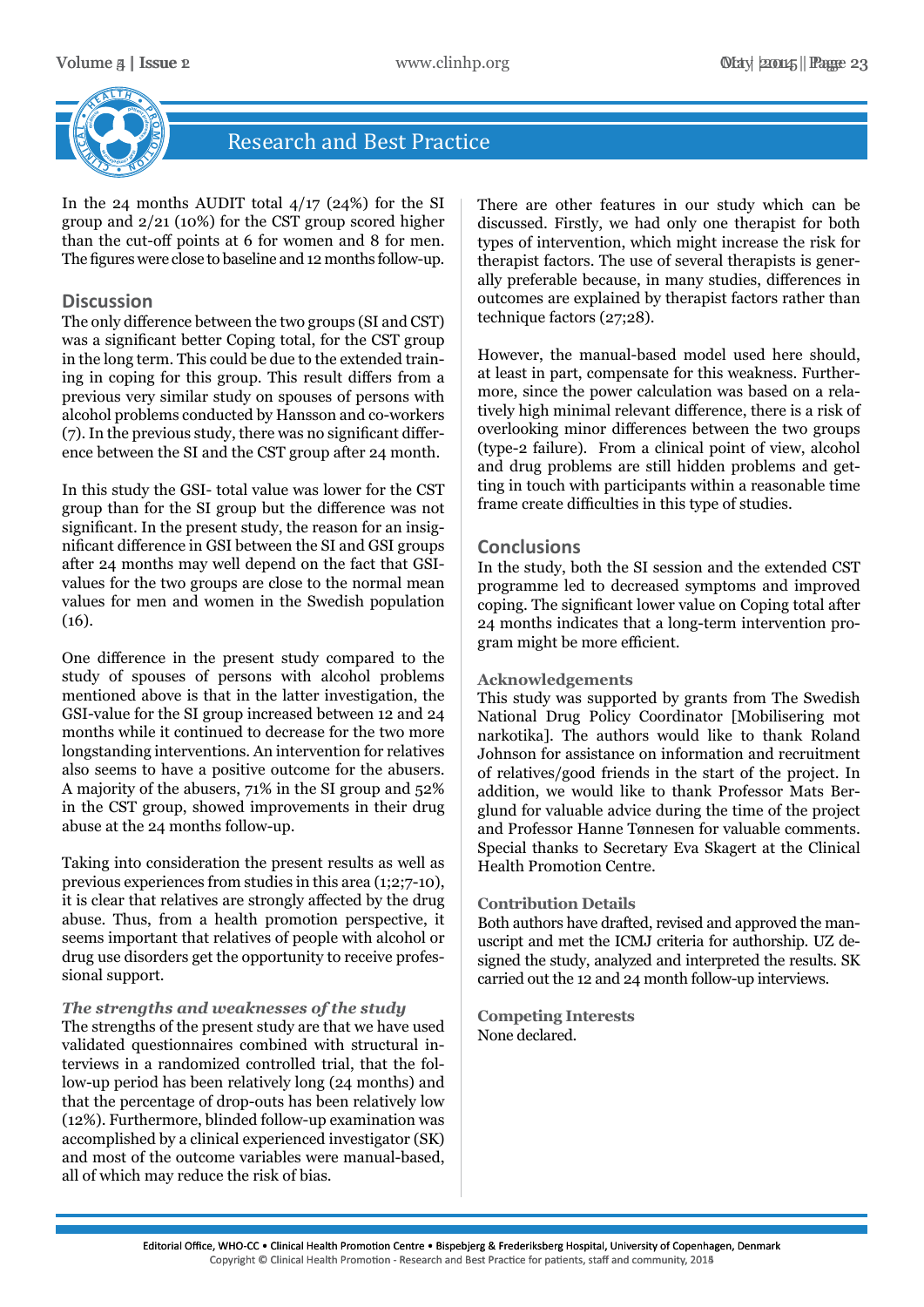In the 24 months AUDIT total 4/17 (24%) for the SI group and 2/21 (10%) for the CST group scored higher than the cut-off points at 6 for women and 8 for men. The figures were close to baseline and 12 months follow-up.

## Discussion

The only difference between the two groups (SI and CST) was a significant better Coping total, for the CST group in the long term. This could be due to the extended training in coping for this group. This result differs from a previous very similar study on spouses of persons with alcohol problems conducted by Hansson and co-workers (7). In the previous study, there was no significant difference between the SI and the CST group after 24 month.

In this study the GSI- total value was lower for the CST group than for the SI group but the difference was not significant. In the present study, the reason for an insignificant difference in GSI between the SI and GSI groups after 24 months may well depend on the fact that GSI-values for the two groups are close to the normal mean values for men and women in the Swedish population (16).

One difference in the present study compared to the study of spouses of persons with alcohol problems mentioned above is that in the latter investigation, the GSI-value for the SI group increased between 12 and 24 months while it continued to decrease for the two more longstanding interventions. An intervention for relatives also seems to have a positive outcome for the abusers. A majority of the abusers, 71% in the SI group and 52% in the CST group, showed improvements in their drug abuse at the 24 months follow-up.

Taking into consideration the present results as well as previous experiences from studies in this area (1;2;7-10), it is clear that relatives are strongly affected by the drug abuse. Thus, from a health promotion perspective, it seems important that relatives of people with alcohol or drug use disorders get the opportunity to receive professional support.

### *The strengths and weaknesses of the study*

The strengths of the present study are that we have used validated questionnaires combined with structural interviews in a randomized controlled trial, that the follow-up period has been relatively long (24 months) and that the percentage of drop-outs has been relatively low (12%). Furthermore, blinded follow-up examination was accomplished by a clinical experienced investigator (SK) and most of the outcome variables were manual-based, all of which may reduce the risk of bias.

There are other features in our study which can be discussed. Firstly, we had only one therapist for both types of intervention, which might increase the risk for therapist factors. The use of several therapists is generally preferable because, in many studies, differences in outcomes are explained by therapist factors rather than technique factors (27;28).

However, the manual-based model used here should, at least in part, compensate for this weakness. Furthermore, since the power calculation was based on a relatively high minimal relevant difference, there is a risk of overlooking minor differences between the two groups (type-2 failure). From a clinical point of view, alcohol and drug problems are still hidden problems and getting in touch with participants within a reasonable time frame create difficulties in this type of studies.

## Conclusions

In the study, both the SI session and the extended CST programme led to decreased symptoms and improved coping. The significant lower value on Coping total after 24 months indicates that a long-term intervention program might be more efficient.

### Acknowledgements

This study was supported by grants from The Swedish National Drug Policy Coordinator [Mobilisering mot narkotika]. The authors would like to thank Roland Johnson for assistance on information and recruitment of relatives/good friends in the start of the project. In addition, we would like to thank Professor Mats Berglund for valuable advice during the time of the project and Professor Hanne Tønnesen for valuable comments. Special thanks to Secretary Eva Skagert at the Clinical Health Promotion Centre.

### Contribution Details

Both authors have drafted, revised and approved the manuscript and met the ICMJ criteria for authorship. UZ designed the study, analyzed and interpreted the results. SK carried out the 12 and 24 month follow-up interviews.

### Competing Interests

None declared.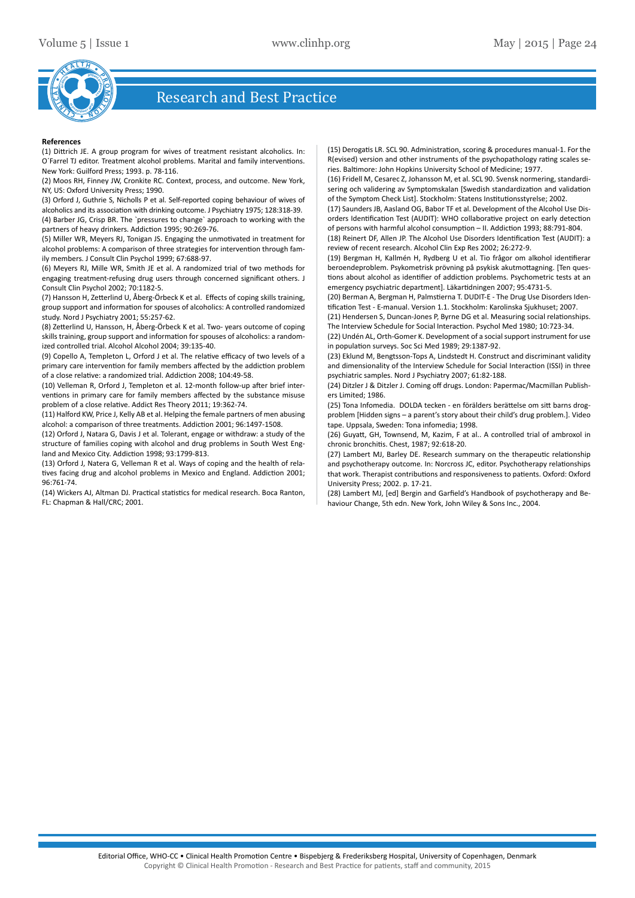**References**

(1) Dittrich JE. A group program for wives of treatment resistant alcoholics. In: O´Farrel TJ editor. Treatment alcohol problems. Marital and family interventions. New York: Guilford Press; 1993. p. 78-116.

(2) Moos RH, Finney JW, Cronkite RC. Context, process, and outcome. New York, NY, US: Oxford University Press; 1990.

(3) Orford J, Guthrie S, Nicholls P et al. Self-reported coping behaviour of wives of alcoholics and its association with drinking outcome. J Psychiatry 1975; 128:318-39.

(4) Barber JG, Crisp BR. The `pressures to change` approach to working with the partners of heavy drinkers. Addiction 1995; 90:269-76.

(5) Miller WR, Meyers RJ, Tonigan JS. Engaging the unmotivated in treatment for alcohol problems: A comparison of three strategies for intervention through family members. J Consult Clin Psychol 1999; 67:688-97.

(6) Meyers RJ, Mille WR, Smith JE et al. A randomized trial of two methods for engaging treatment-refusing drug users through concerned significant others. J Consult Clin Psychol 2002; 70:1182-5.

(7) Hansson H, Zetterlund U, Åberg-Örbeck K et al. Effects of coping skills training, group support and information for spouses of alcoholics: A controlled randomized study. Nord J Psychiatry 2001; 55:257-62.

(8) Zetterlind U, Hansson, H, Åberg-Örbeck K et al. Two- years outcome of coping skills training, group support and information for spouses of alcoholics: a randomized controlled trial. Alcohol Alcohol 2004; 39:135-40.

(9) Copello A, Templeton L, Orford J et al. The relative efficacy of two levels of a primary care intervention for family members affected by the addiction problem of a close relative: a randomized trial. Addiction 2008; 104:49-58.

(10) Velleman R, Orford J, Templeton et al. 12-month follow-up after brief interventions in primary care for family members affected by the substance misuse problem of a close relative. Addict Res Theory 2011; 19:362-74.

(11) Halford KW, Price J, Kelly AB et al. Helping the female partners of men abusing alcohol: a comparison of three treatments. Addiction 2001; 96:1497-1508.

(12) Orford J, Natara G, Davis J et al. Tolerant, engage or withdraw: a study of the structure of families coping with alcohol and drug problems in South West England and Mexico City. Addiction 1998; 93:1799-813.

(13) Orford J, Natera G, Velleman R et al. Ways of coping and the health of relatives facing drug and alcohol problems in Mexico and England. Addiction 2001; 96:761-74.

(14) Wickers AJ, Altman DJ. Practical statistics for medical research. Boca Ranton, FL: Chapman & Hall/CRC; 2001.

(15) Derogatis LR. SCL 90. Administration, scoring & procedures manual-1. For the R(evised) version and other instruments of the psychopathology rating scales series. Baltimore: John Hopkins University School of Medicine; 1977.

(16) Fridell M, Cesarec Z, Johansson M, et al. SCL 90. Svensk normering, standardisering och validering av Symptomskalan [Swedish standardization and validation of the Symptom Check List]. Stockholm: Statens Institutionsstyrelse; 2002.

(17) Saunders JB, Aasland OG, Babor TF et al. Development of the Alcohol Use Disorders Identification Test (AUDIT): WHO collaborative project on early detection of persons with harmful alcohol consumption – II. Addiction 1993; 88:791-804.

(18) Reinert DF, Allen JP. The Alcohol Use Disorders Identification Test (AUDIT): a review of recent research. Alcohol Clin Exp Res 2002; 26:272-9.

(19) Bergman H, Kallmén H, Rydberg U et al. Tio frågor om alkohol identifierar beroendeproblem. Psykometrisk prövning på psykisk akutmottagning. [Ten questions about alcohol as identifier of addiction problems. Psychometric tests at an emergency psychiatric department]. Läkartidningen 2007; 95:4731-5.

(20) Berman A, Bergman H, Palmstierna T. DUDIT-E - The Drug Use Disorders Identification Test - E-manual. Version 1.1. Stockholm: Karolinska Sjukhuset; 2007.

(21) Hendersen S, Duncan-Jones P, Byrne DG et al. Measuring social relationships. The Interview Schedule for Social Interaction. Psychol Med 1980; 10:723-34.

(22) Undén AL, Orth-Gomer K. Development of a social support instrument for use in population surveys. Soc Sci Med 1989; 29:1387-92.

(23) Eklund M, Bengtsson-Tops A, Lindstedt H. Construct and discriminant validity and dimensionality of the Interview Schedule for Social Interaction (ISSI) in three psychiatric samples. Nord J Psychiatry 2007; 61:82-188.

(24) Ditzler J & Ditzler J. Coming off drugs. London: Papermac/Macmillan Publishers Limited; 1986.

(25) Tona Infomedia. DOLDA tecken - en förälders berättelse om sitt barns drogproblem [Hidden signs – a parent's story about their child's drug problem.]. Video tape. Uppsala, Sweden: Tona infomedia; 1998.

(26) Guyatt, GH, Townsend, M, Kazim, F at al.. A controlled trial of ambroxol in chronic bronchitis. Chest, 1987; 92:618-20.

(27) Lambert MJ, Barley DE. Research summary on the therapeutic relationship and psychotherapy outcome. In: Norcross JC, editor. Psychotherapy relationships that work. Therapist contributions and responsiveness to patients. Oxford: Oxford University Press; 2002. p. 17-21.

(28) Lambert MJ, [ed] Bergin and Garfield's Handbook of psychotherapy and Behaviour Change, 5th edn. New York, John Wiley & Sons Inc., 2004.